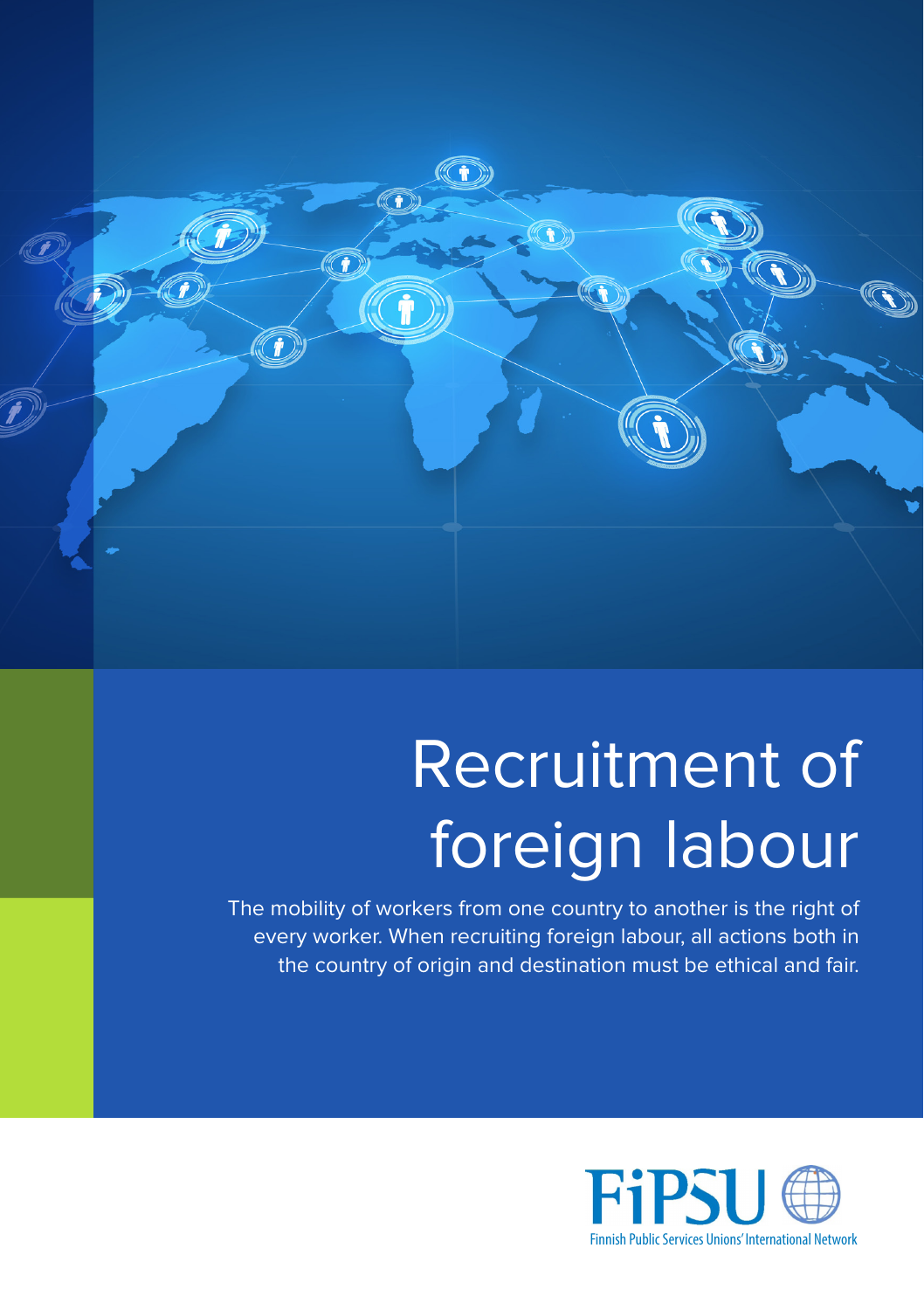# Recruitment of foreign labour

The mobility of workers from one country to another is the right of every worker. When recruiting foreign labour, all actions both in the country of origin and destination must be ethical and fair.

FiPSU

Finnish Public Services Unions' International Network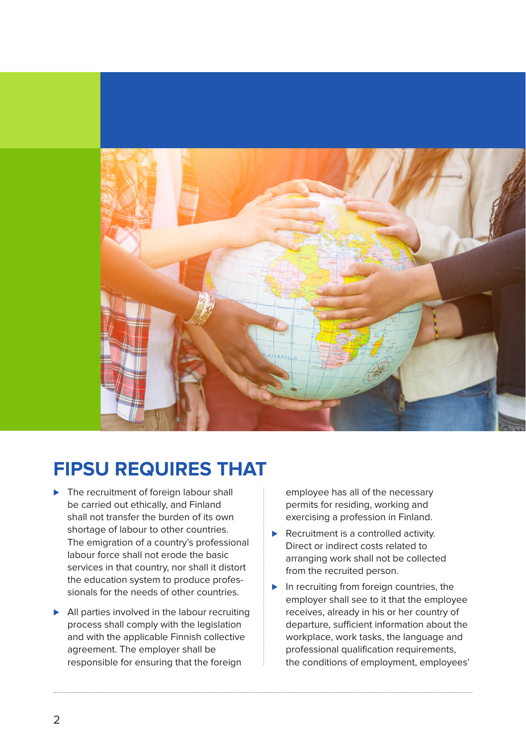## FIPSU REQUIRES THAT

- The recruitment of foreign labour shall be carried out ethically, and Finland shall not transfer the burden of its own shortage of labour to other countries. The emigration of a country's professional labour force shall not erode the basic services in that country, nor shall it distort the education system to produce professionals for the needs of other countries.
- All parties involved in the labour recruiting process shall comply with the legislation and with the applicable Finnish collective agreement. The employer shall be responsible for ensuring that the foreign employee has all of the necessary permits for residing, working and exercising a profession in Finland.
- Recruitment is a controlled activity. Direct or indirect costs related to arranging work shall not be collected from the recruited person.
- In recruiting from foreign countries, the employer shall see to it that the employee receives, already in his or her country of departure, sufficient information about the workplace, work tasks, the language and professional qualification requirements, the conditions of employment, employees'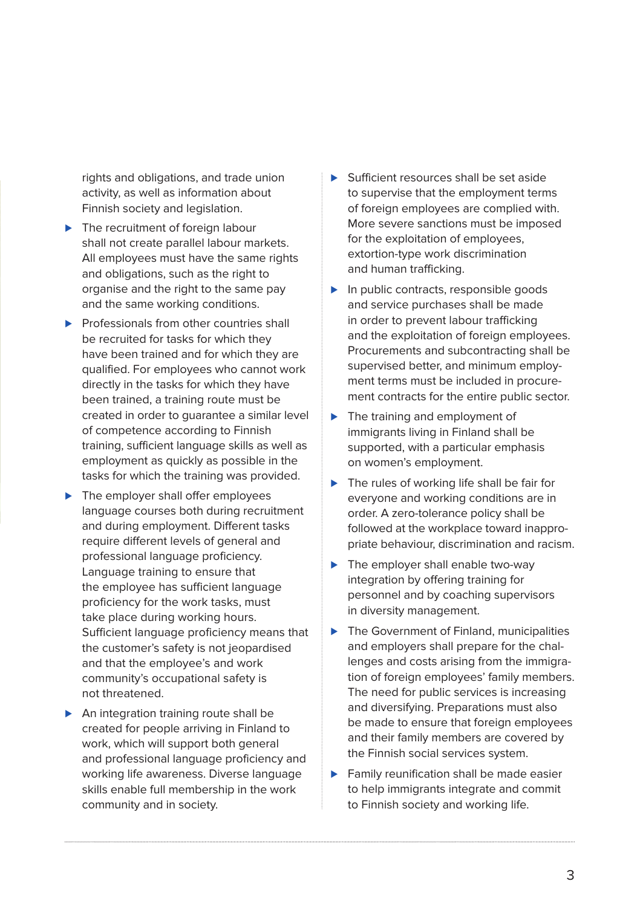rights and obligations, and trade union activity, as well as information about Finnish society and legislation.

- The recruitment of foreign labour shall not create parallel labour markets. All employees must have the same rights and obligations, such as the right to organise and the right to the same pay and the same working conditions.
- Professionals from other countries shall be recruited for tasks for which they have been trained and for which they are qualified. For employees who cannot work directly in the tasks for which they have been trained, a training route must be created in order to guarantee a similar level of competence according to Finnish training, sufficient language skills as well as employment as quickly as possible in the tasks for which the training was provided.
- The employer shall offer employees language courses both during recruitment and during employment. Different tasks require different levels of general and professional language proficiency. Language training to ensure that the employee has sufficient language proficiency for the work tasks, must take place during working hours. Sufficient language proficiency means that the customer's safety is not jeopardised and that the employee's and work community's occupational safety is not threatened.
- An integration training route shall be created for people arriving in Finland to work, which will support both general and professional language proficiency and working life awareness. Diverse language skills enable full membership in the work community and in society.
- Sufficient resources shall be set aside to supervise that the employment terms of foreign employees are complied with. More severe sanctions must be imposed for the exploitation of employees, extortion-type work discrimination and human trafficking.
- In public contracts, responsible goods and service purchases shall be made in order to prevent labour trafficking and the exploitation of foreign employees. Procurements and subcontracting shall be supervised better, and minimum employment terms must be included in procurement contracts for the entire public sector.
- The training and employment of immigrants living in Finland shall be supported, with a particular emphasis on women's employment.
- The rules of working life shall be fair for everyone and working conditions are in order. A zero-tolerance policy shall be followed at the workplace toward inappropriate behaviour, discrimination and racism.
- The employer shall enable two-way integration by offering training for personnel and by coaching supervisors in diversity management.
- The Government of Finland, municipalities and employers shall prepare for the challenges and costs arising from the immigration of foreign employees' family members. The need for public services is increasing and diversifying. Preparations must also be made to ensure that foreign employees and their family members are covered by the Finnish social services system.
- Family reunification shall be made easier to help immigrants integrate and commit to Finnish society and working life.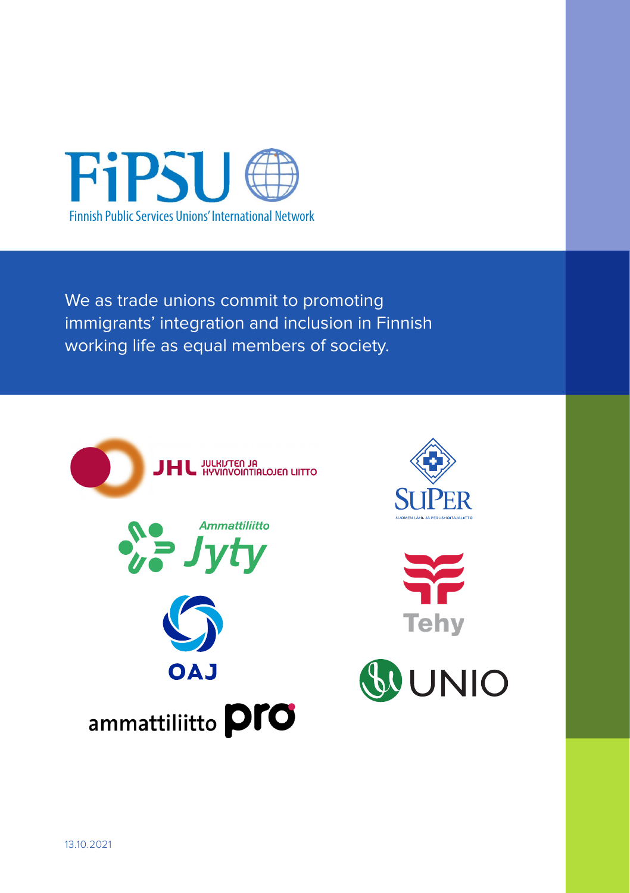FiPSU

Finnish Public Services Unions' International Network

We as trade unions commit to promoting immigrants' integration and inclusion in Finnish working life as equal members of society.

JHL JULKISTEN JA HYVINVOINTIALOJEN LIITTO

SuPER SUOMEN LÄHI- JA PERUSHOITAJALIITTO

Ammattiliitto Jyty

Tehy

OAJ

UNIO

ammattiliitto pro

13.10.2021